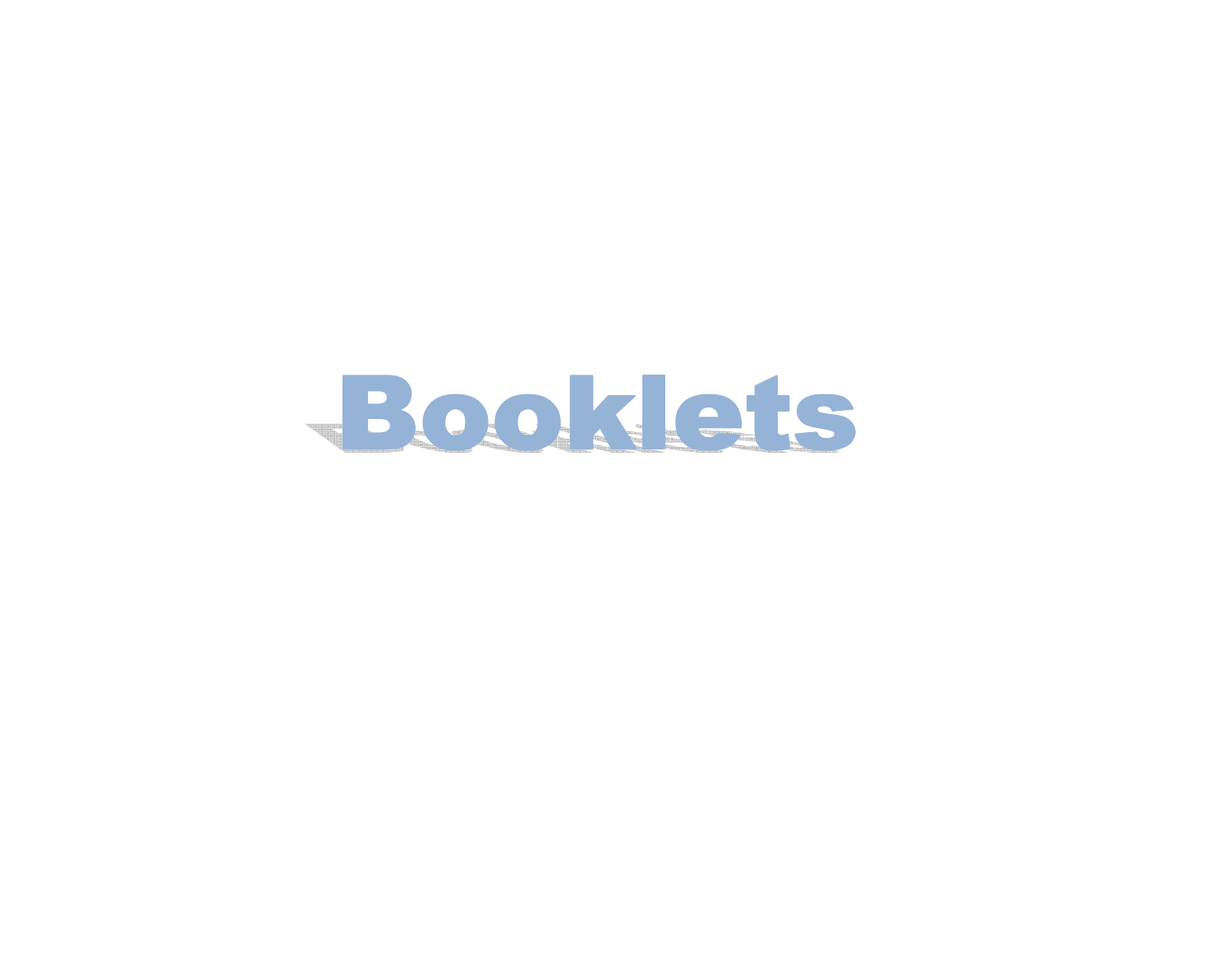# Booklets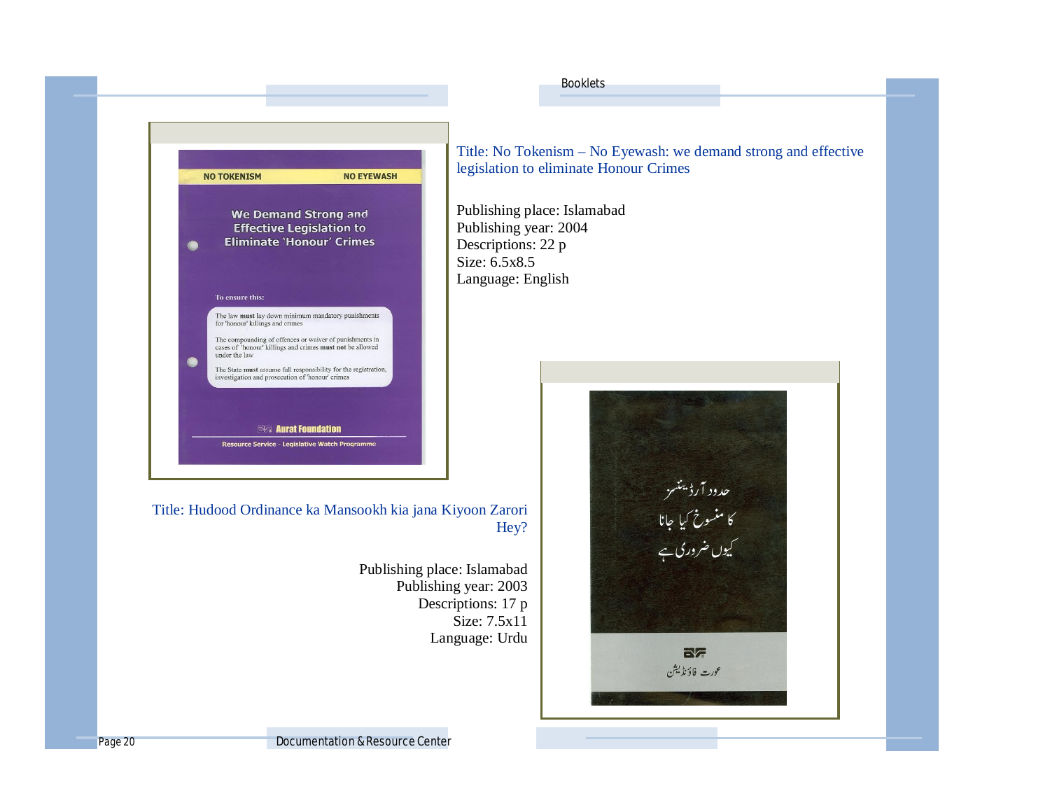Title: No Tokenism – No Eyewash: we demand strong and effective legislation to eliminate Honour Crimes

Publishing place: Islamabad
Publishing year: 2004
Descriptions: 22 p
Size: 6.5x8.5
Language: English

Title: Hudood Ordinance ka Mansookh kia jana Kiyoon Zarori Hey?

Publishing place: Islamabad
Publishing year: 2003
Descriptions: 17 p
Size: 7.5x11
Language: Urdu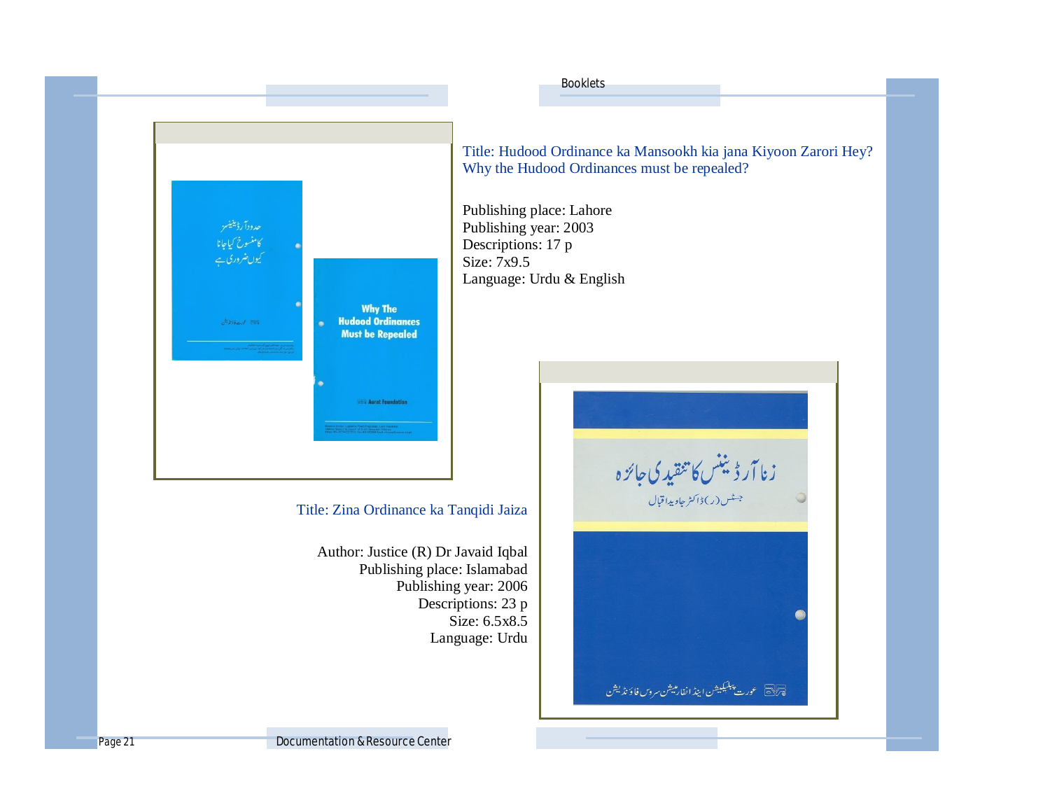## Booklets

Title: Hudood Ordinance ka Mansookh kia jana Kiyoon Zarori Hey?
Why the Hudood Ordinances must be repealed?

Publishing place: Lahore
Publishing year: 2003
Descriptions: 17 p
Size: 7x9.5
Language: Urdu & English

Title: Zina Ordinance ka Tanqidi Jaiza

Author: Justice (R) Dr Javaid Iqbal
Publishing place: Islamabad
Publishing year: 2006
Descriptions: 23 p
Size: 6.5x8.5
Language: Urdu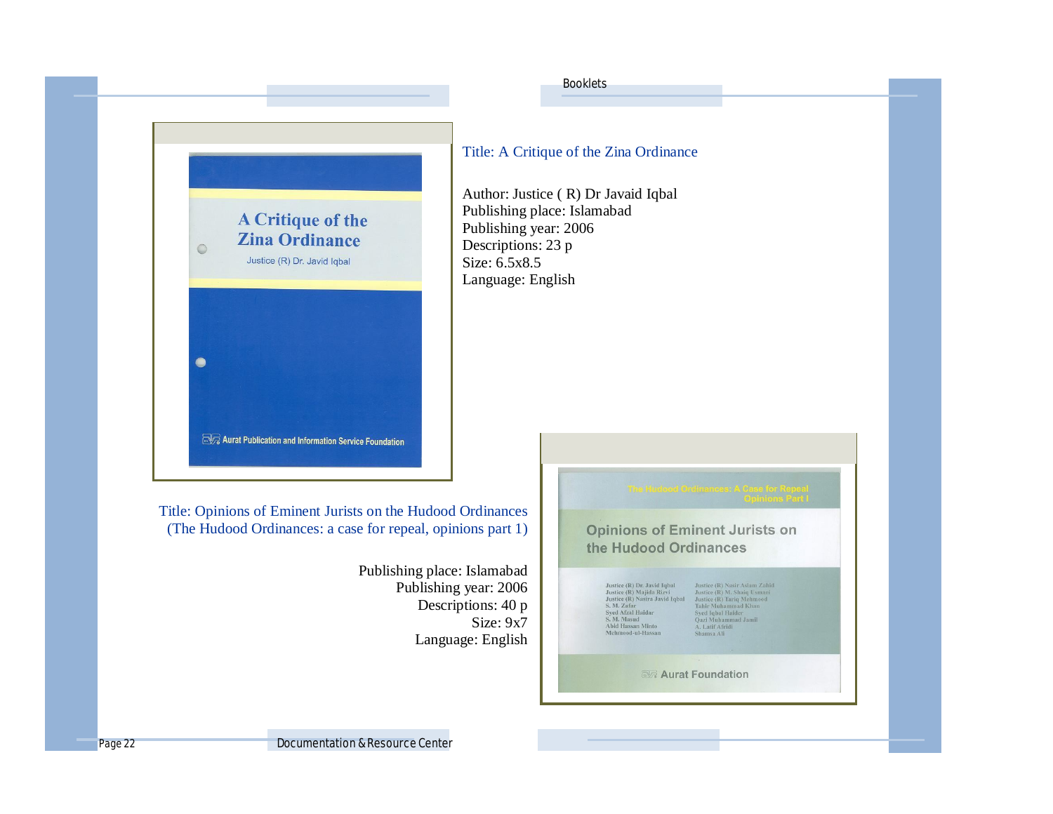Title: A Critique of the Zina Ordinance

Author: Justice ( R) Dr Javaid Iqbal
Publishing place: Islamabad
Publishing year: 2006
Descriptions: 23 p
Size: 6.5x8.5
Language: English

Title: Opinions of Eminent Jurists on the Hudood Ordinances (The Hudood Ordinances: a case for repeal, opinions part 1)

Publishing place: Islamabad
Publishing year: 2006
Descriptions: 40 p
Size: 9x7
Language: English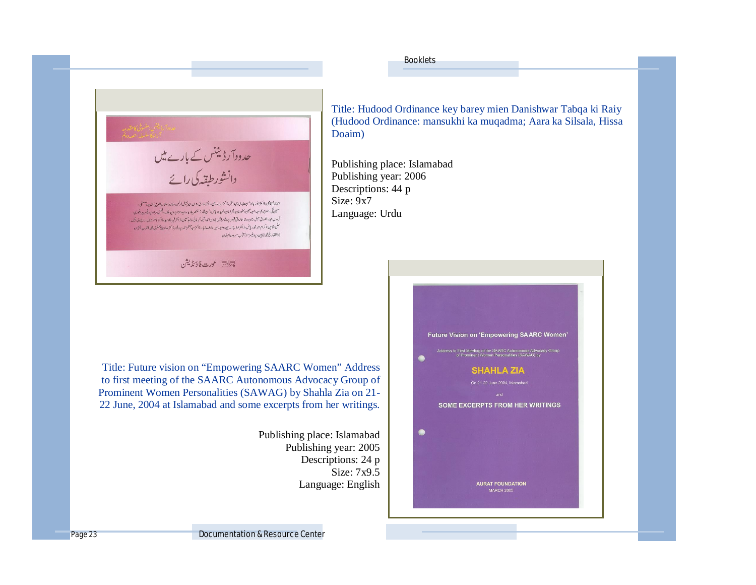Title: Hudood Ordinance key barey mien Danishwar Tabqa ki Raiy (Hudood Ordinance: mansukhi ka muqadma; Aara ka Silsala, Hissa Doaim)

Publishing place: Islamabad
Publishing year: 2006
Descriptions: 44 p
Size: 9x7
Language: Urdu

Title: Future vision on “Empowering SAARC Women” Address to first meeting of the SAARC Autonomous Advocacy Group of Prominent Women Personalities (SAWAG) by Shahla Zia on 21-22 June, 2004 at Islamabad and some excerpts from her writings.

Publishing place: Islamabad
Publishing year: 2005
Descriptions: 24 p
Size: 7x9.5
Language: English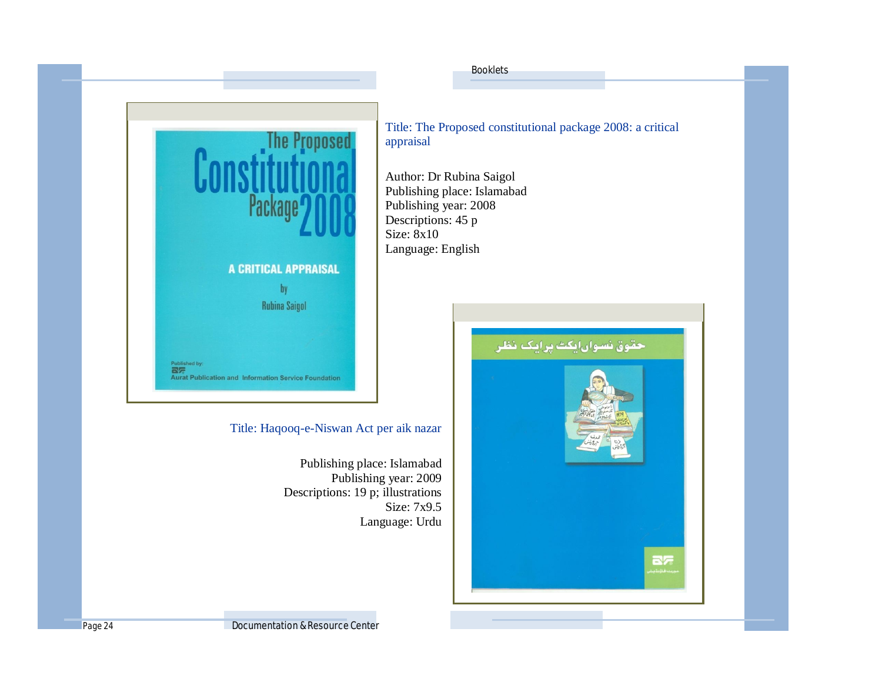Title: The Proposed constitutional package 2008: a critical appraisal

Author: Dr Rubina Saigol
Publishing place: Islamabad
Publishing year: 2008
Descriptions: 45 p
Size: 8x10
Language: English

Title: Haqooq-e-Niswan Act per aik nazar

Publishing place: Islamabad
Publishing year: 2009
Descriptions: 19 p; illustrations
Size: 7x9.5
Language: Urdu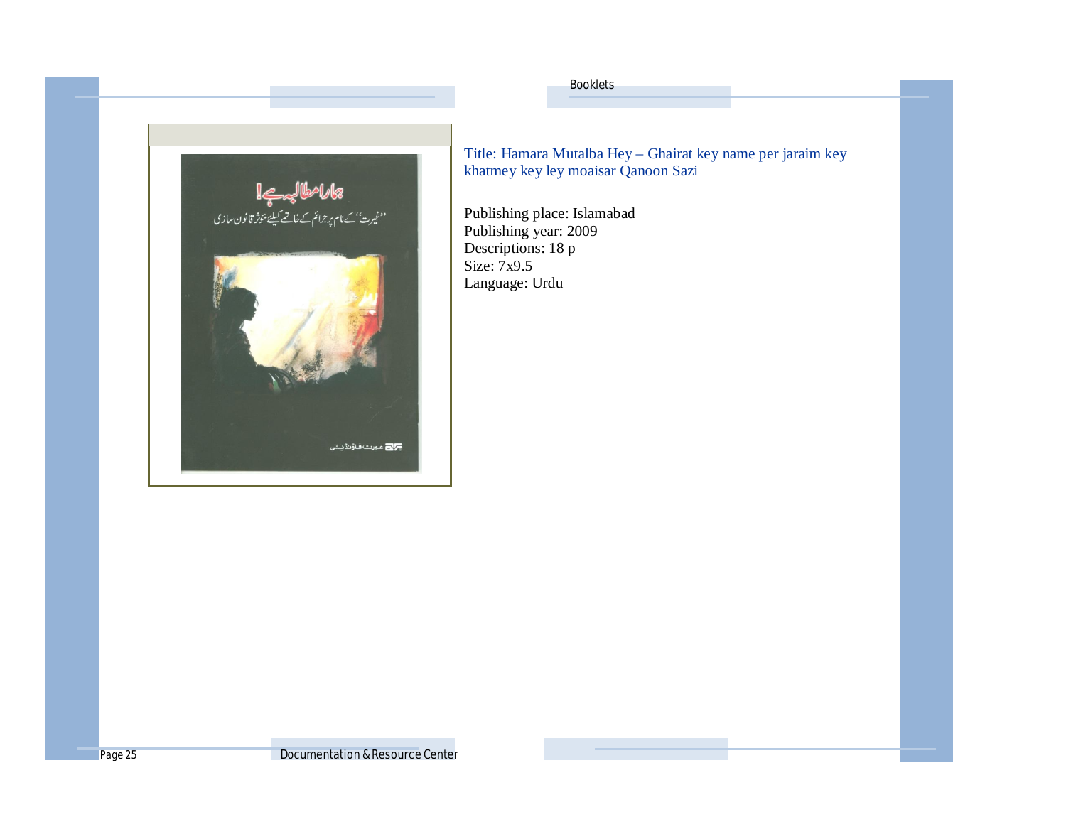Title: Hamara Mutalba Hey – Ghairat key name per jaraim key khatmey key ley moaisar Qanoon Sazi

Publishing place: Islamabad
Publishing year: 2009
Descriptions: 18 p
Size: 7x9.5
Language: Urdu